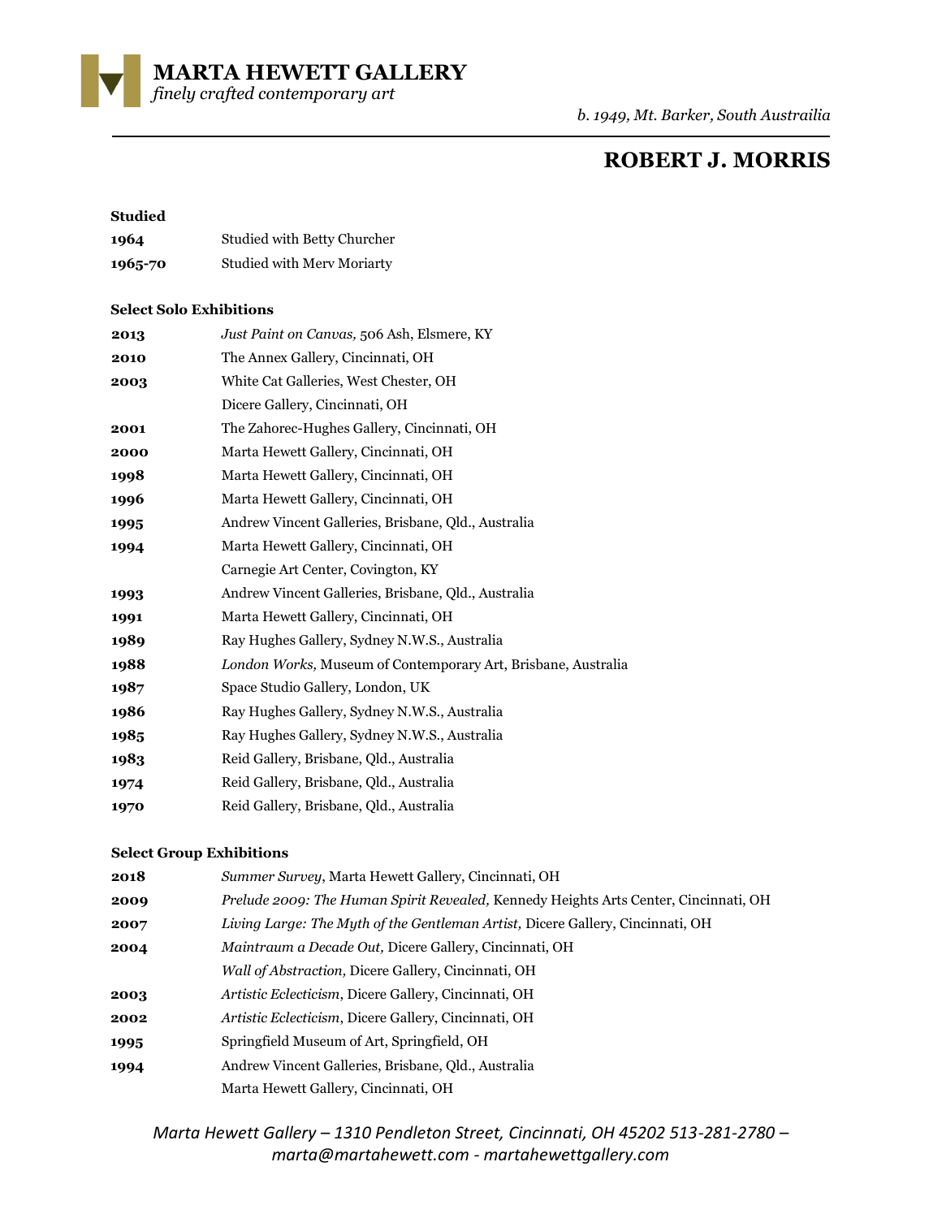**MARTA HEWETT GALLERY**
*finely crafted contemporary art*

*b. 1949, Mt. Barker, South Austrailia*

# ROBERT J. MORRIS

### Studied

| | |
|---|---|
| **1964** | Studied with Betty Churcher |
| **1965-70** | Studied with Merv Moriarty |

### Select Solo Exhibitions

| | |
|---|---|
| **2013** | *Just Paint on Canvas,* 506 Ash, Elsmere, KY |
| **2010** | The Annex Gallery, Cincinnati, OH |
| **2003** | White Cat Galleries, West Chester, OH |
| | Dicere Gallery, Cincinnati, OH |
| **2001** | The Zahorec-Hughes Gallery, Cincinnati, OH |
| **2000** | Marta Hewett Gallery, Cincinnati, OH |
| **1998** | Marta Hewett Gallery, Cincinnati, OH |
| **1996** | Marta Hewett Gallery, Cincinnati, OH |
| **1995** | Andrew Vincent Galleries, Brisbane, Qld., Australia |
| **1994** | Marta Hewett Gallery, Cincinnati, OH |
| | Carnegie Art Center, Covington, KY |
| **1993** | Andrew Vincent Galleries, Brisbane, Qld., Australia |
| **1991** | Marta Hewett Gallery, Cincinnati, OH |
| **1989** | Ray Hughes Gallery, Sydney N.W.S., Australia |
| **1988** | *London Works,* Museum of Contemporary Art, Brisbane, Australia |
| **1987** | Space Studio Gallery, London, UK |
| **1986** | Ray Hughes Gallery, Sydney N.W.S., Australia |
| **1985** | Ray Hughes Gallery, Sydney N.W.S., Australia |
| **1983** | Reid Gallery, Brisbane, Qld., Australia |
| **1974** | Reid Gallery, Brisbane, Qld., Australia |
| **1970** | Reid Gallery, Brisbane, Qld., Australia |

### Select Group Exhibitions

| | |
|---|---|
| **2018** | *Summer Survey*, Marta Hewett Gallery, Cincinnati, OH |
| **2009** | *Prelude 2009: The Human Spirit Revealed,* Kennedy Heights Arts Center, Cincinnati, OH |
| **2007** | *Living Large: The Myth of the Gentleman Artist,* Dicere Gallery, Cincinnati, OH |
| **2004** | *Maintraum a Decade Out,* Dicere Gallery, Cincinnati, OH |
| | *Wall of Abstraction,* Dicere Gallery, Cincinnati, OH |
| **2003** | *Artistic Eclecticism*, Dicere Gallery, Cincinnati, OH |
| **2002** | *Artistic Eclecticism*, Dicere Gallery, Cincinnati, OH |
| **1995** | Springfield Museum of Art, Springfield, OH |
| **1994** | Andrew Vincent Galleries, Brisbane, Qld., Australia |
| | Marta Hewett Gallery, Cincinnati, OH |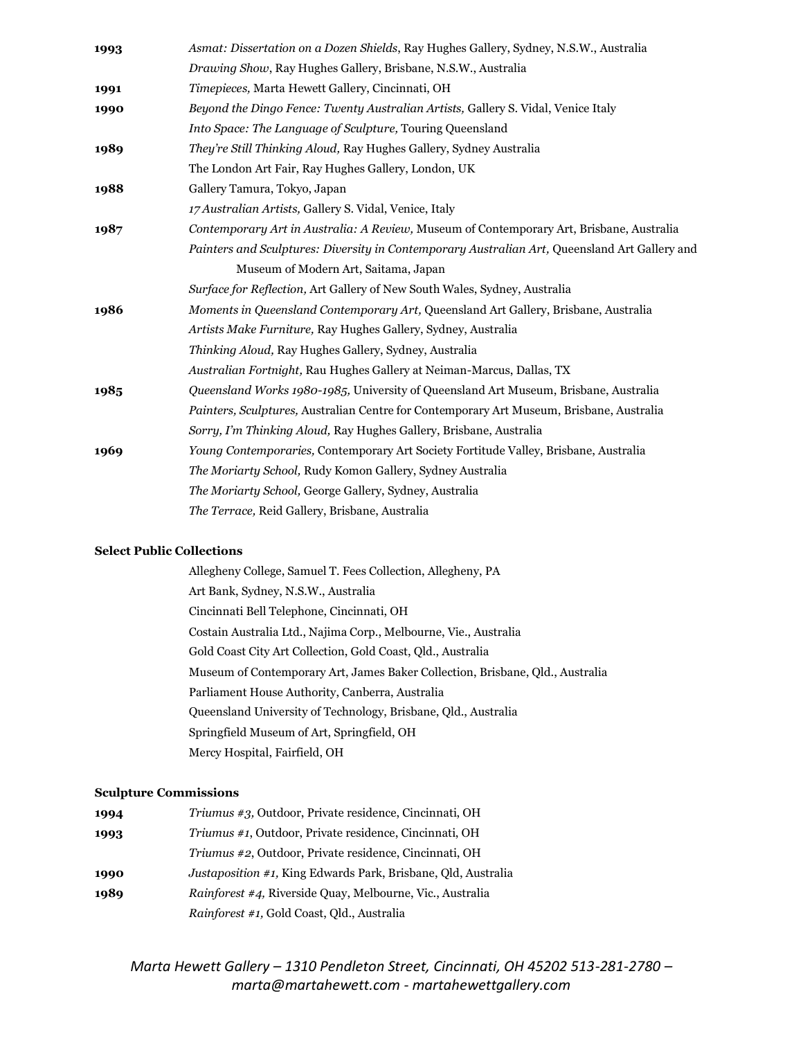**1993** *Asmat: Dissertation on a Dozen Shields*, Ray Hughes Gallery, Sydney, N.S.W., Australia
*Drawing Show*, Ray Hughes Gallery, Brisbane, N.S.W., Australia

**1991** *Timepieces,* Marta Hewett Gallery, Cincinnati, OH

**1990** *Beyond the Dingo Fence: Twenty Australian Artists,* Gallery S. Vidal, Venice Italy
*Into Space: The Language of Sculpture,* Touring Queensland

**1989** *They're Still Thinking Aloud,* Ray Hughes Gallery, Sydney Australia
The London Art Fair, Ray Hughes Gallery, London, UK

**1988** Gallery Tamura, Tokyo, Japan
*17 Australian Artists,* Gallery S. Vidal, Venice, Italy

**1987** *Contemporary Art in Australia: A Review,* Museum of Contemporary Art, Brisbane, Australia
*Painters and Sculptures: Diversity in Contemporary Australian Art,* Queensland Art Gallery and Museum of Modern Art, Saitama, Japan
*Surface for Reflection,* Art Gallery of New South Wales, Sydney, Australia

**1986** *Moments in Queensland Contemporary Art,* Queensland Art Gallery, Brisbane, Australia
*Artists Make Furniture,* Ray Hughes Gallery, Sydney, Australia
*Thinking Aloud,* Ray Hughes Gallery, Sydney, Australia
*Australian Fortnight,* Rau Hughes Gallery at Neiman-Marcus, Dallas, TX

**1985** *Queensland Works 1980-1985,* University of Queensland Art Museum, Brisbane, Australia
*Painters, Sculptures,* Australian Centre for Contemporary Art Museum, Brisbane, Australia
*Sorry, I'm Thinking Aloud,* Ray Hughes Gallery, Brisbane, Australia

**1969** *Young Contemporaries,* Contemporary Art Society Fortitude Valley, Brisbane, Australia
*The Moriarty School,* Rudy Komon Gallery, Sydney Australia
*The Moriarty School,* George Gallery, Sydney, Australia
*The Terrace,* Reid Gallery, Brisbane, Australia

**Select Public Collections**

Allegheny College, Samuel T. Fees Collection, Allegheny, PA
Art Bank, Sydney, N.S.W., Australia
Cincinnati Bell Telephone, Cincinnati, OH
Costain Australia Ltd., Najima Corp., Melbourne, Vie., Australia
Gold Coast City Art Collection, Gold Coast, Qld., Australia
Museum of Contemporary Art, James Baker Collection, Brisbane, Qld., Australia
Parliament House Authority, Canberra, Australia
Queensland University of Technology, Brisbane, Qld., Australia
Springfield Museum of Art, Springfield, OH
Mercy Hospital, Fairfield, OH

**Sculpture Commissions**

**1994** *Triumus #3,* Outdoor, Private residence, Cincinnati, OH

**1993** *Triumus #1*, Outdoor, Private residence, Cincinnati, OH
*Triumus #2*, Outdoor, Private residence, Cincinnati, OH

**1990** *Justaposition #1,* King Edwards Park, Brisbane, Qld, Australia

**1989** *Rainforest #4,* Riverside Quay, Melbourne, Vic., Australia
*Rainforest #1,* Gold Coast, Qld., Australia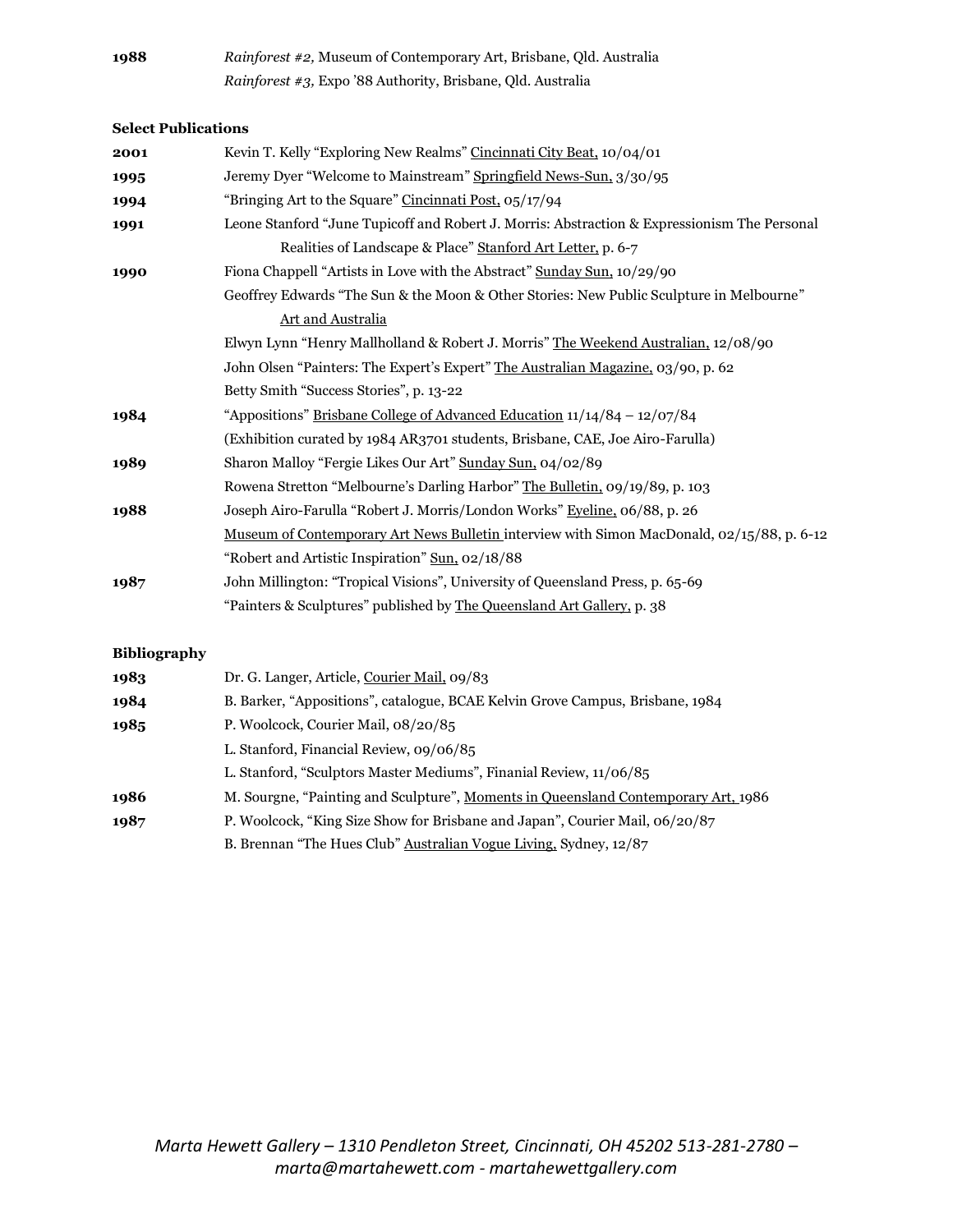| | |
|---|---|
| **1988** | *Rainforest #2,* Museum of Contemporary Art, Brisbane, Qld. Australia |
| | *Rainforest #3,* Expo '88 Authority, Brisbane, Qld. Australia |

**Select Publications**

| | |
|---|---|
| **2001** | Kevin T. Kelly "Exploring New Realms" Cincinnati City Beat, 10/04/01 |
| **1995** | Jeremy Dyer "Welcome to Mainstream" Springfield News-Sun, 3/30/95 |
| **1994** | "Bringing Art to the Square" Cincinnati Post, 05/17/94 |
| **1991** | Leone Stanford "June Tupicoff and Robert J. Morris: Abstraction & Expressionism The Personal Realities of Landscape & Place" Stanford Art Letter, p. 6-7 |
| **1990** | Fiona Chappell "Artists in Love with the Abstract" Sunday Sun, 10/29/90 |
| | Geoffrey Edwards "The Sun & the Moon & Other Stories: New Public Sculpture in Melbourne" Art and Australia |
| | Elwyn Lynn "Henry Mallholland & Robert J. Morris" The Weekend Australian, 12/08/90 |
| | John Olsen "Painters: The Expert's Expert" The Australian Magazine, 03/90, p. 62 |
| | Betty Smith "Success Stories", p. 13-22 |
| **1984** | "Appositions" Brisbane College of Advanced Education 11/14/84 – 12/07/84 |
| | (Exhibition curated by 1984 AR3701 students, Brisbane, CAE, Joe Airo-Farulla) |
| **1989** | Sharon Malloy "Fergie Likes Our Art" Sunday Sun, 04/02/89 |
| | Rowena Stretton "Melbourne's Darling Harbor" The Bulletin, 09/19/89, p. 103 |
| **1988** | Joseph Airo-Farulla "Robert J. Morris/London Works" Eyeline, 06/88, p. 26 |
| | Museum of Contemporary Art News Bulletin interview with Simon MacDonald, 02/15/88, p. 6-12 |
| | "Robert and Artistic Inspiration" Sun, 02/18/88 |
| **1987** | John Millington: "Tropical Visions", University of Queensland Press, p. 65-69 |
| | "Painters & Sculptures" published by The Queensland Art Gallery, p. 38 |

**Bibliography**

| | |
|---|---|
| **1983** | Dr. G. Langer, Article, Courier Mail, 09/83 |
| **1984** | B. Barker, "Appositions", catalogue, BCAE Kelvin Grove Campus, Brisbane, 1984 |
| **1985** | P. Woolcock, Courier Mail, 08/20/85 |
| | L. Stanford, Financial Review, 09/06/85 |
| | L. Stanford, "Sculptors Master Mediums", Finanial Review, 11/06/85 |
| **1986** | M. Sourgne, "Painting and Sculpture", Moments in Queensland Contemporary Art, 1986 |
| **1987** | P. Woolcock, "King Size Show for Brisbane and Japan", Courier Mail, 06/20/87 |
| | B. Brennan "The Hues Club" Australian Vogue Living, Sydney, 12/87 |